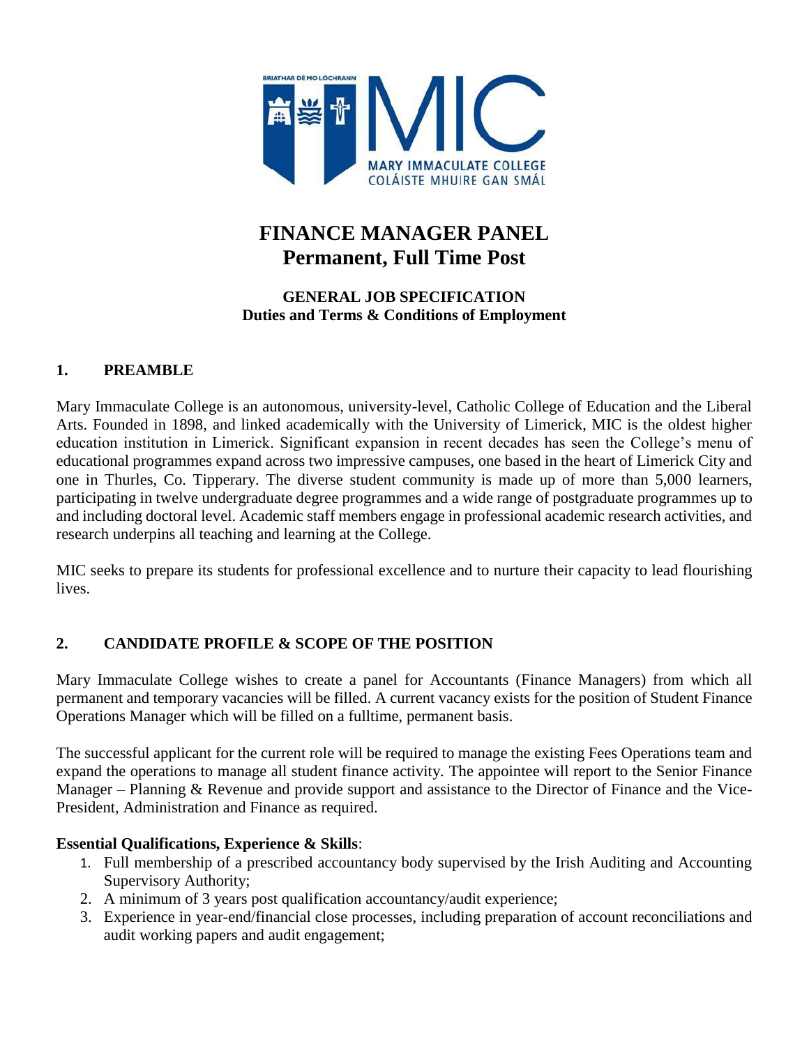# FINANCE MANAGER PANEL
# Permanent, Full Time Post

### GENERAL JOB SPECIFICATION
### Duties and Terms & Conditions of Employment

## 1. PREAMBLE

Mary Immaculate College is an autonomous, university-level, Catholic College of Education and the Liberal Arts. Founded in 1898, and linked academically with the University of Limerick, MIC is the oldest higher education institution in Limerick. Significant expansion in recent decades has seen the College's menu of educational programmes expand across two impressive campuses, one based in the heart of Limerick City and one in Thurles, Co. Tipperary. The diverse student community is made up of more than 5,000 learners, participating in twelve undergraduate degree programmes and a wide range of postgraduate programmes up to and including doctoral level. Academic staff members engage in professional academic research activities, and research underpins all teaching and learning at the College.

MIC seeks to prepare its students for professional excellence and to nurture their capacity to lead flourishing lives.

## 2. CANDIDATE PROFILE & SCOPE OF THE POSITION

Mary Immaculate College wishes to create a panel for Accountants (Finance Managers) from which all permanent and temporary vacancies will be filled. A current vacancy exists for the position of Student Finance Operations Manager which will be filled on a fulltime, permanent basis.

The successful applicant for the current role will be required to manage the existing Fees Operations team and expand the operations to manage all student finance activity. The appointee will report to the Senior Finance Manager – Planning & Revenue and provide support and assistance to the Director of Finance and the Vice-President, Administration and Finance as required.

**Essential Qualifications, Experience & Skills**:

1. Full membership of a prescribed accountancy body supervised by the Irish Auditing and Accounting Supervisory Authority;
2. A minimum of 3 years post qualification accountancy/audit experience;
3. Experience in year-end/financial close processes, including preparation of account reconciliations and audit working papers and audit engagement;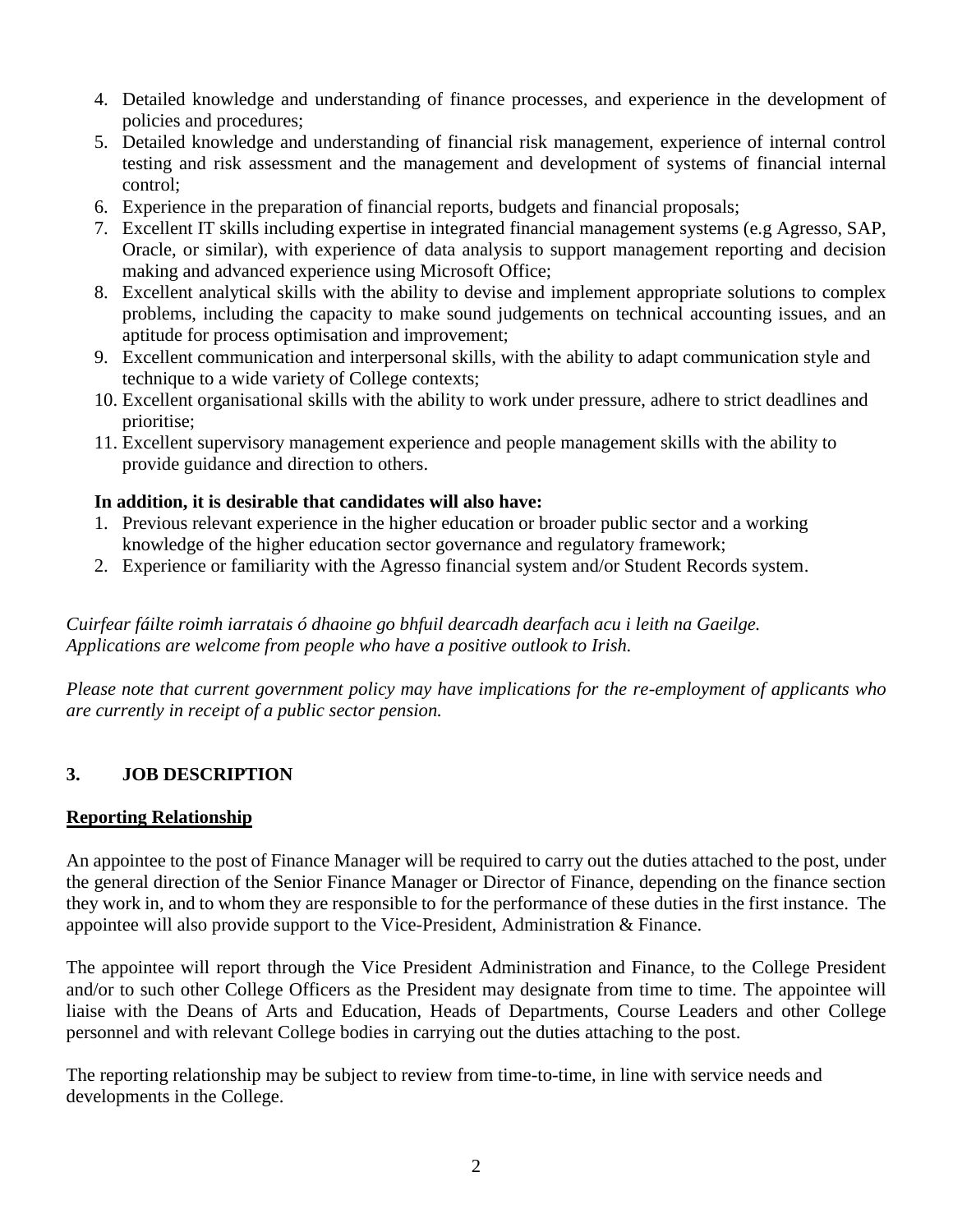4. Detailed knowledge and understanding of finance processes, and experience in the development of policies and procedures;
5. Detailed knowledge and understanding of financial risk management, experience of internal control testing and risk assessment and the management and development of systems of financial internal control;
6. Experience in the preparation of financial reports, budgets and financial proposals;
7. Excellent IT skills including expertise in integrated financial management systems (e.g Agresso, SAP, Oracle, or similar), with experience of data analysis to support management reporting and decision making and advanced experience using Microsoft Office;
8. Excellent analytical skills with the ability to devise and implement appropriate solutions to complex problems, including the capacity to make sound judgements on technical accounting issues, and an aptitude for process optimisation and improvement;
9. Excellent communication and interpersonal skills, with the ability to adapt communication style and technique to a wide variety of College contexts;
10. Excellent organisational skills with the ability to work under pressure, adhere to strict deadlines and prioritise;
11. Excellent supervisory management experience and people management skills with the ability to provide guidance and direction to others.

**In addition, it is desirable that candidates will also have:**

1. Previous relevant experience in the higher education or broader public sector and a working knowledge of the higher education sector governance and regulatory framework;
2. Experience or familiarity with the Agresso financial system and/or Student Records system.

*Cuirfear fáilte roimh iarratais ó dhaoine go bhfuil dearcadh dearfach acu i leith na Gaeilge.*
*Applications are welcome from people who have a positive outlook to Irish.*

*Please note that current government policy may have implications for the re-employment of applicants who are currently in receipt of a public sector pension.*

## 3. JOB DESCRIPTION

**Reporting Relationship**

An appointee to the post of Finance Manager will be required to carry out the duties attached to the post, under the general direction of the Senior Finance Manager or Director of Finance, depending on the finance section they work in, and to whom they are responsible to for the performance of these duties in the first instance. The appointee will also provide support to the Vice-President, Administration & Finance.

The appointee will report through the Vice President Administration and Finance, to the College President and/or to such other College Officers as the President may designate from time to time. The appointee will liaise with the Deans of Arts and Education, Heads of Departments, Course Leaders and other College personnel and with relevant College bodies in carrying out the duties attaching to the post.

The reporting relationship may be subject to review from time-to-time, in line with service needs and developments in the College.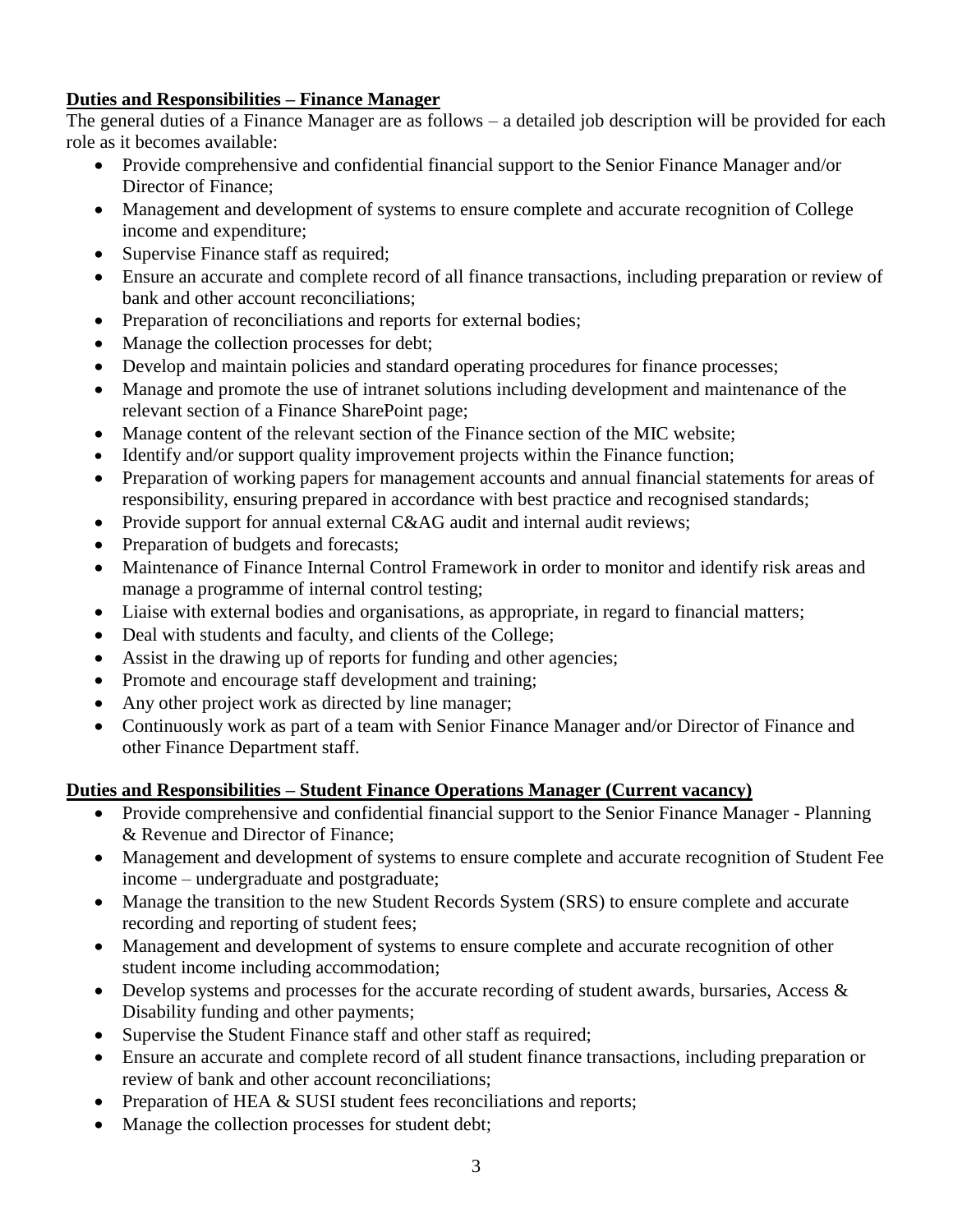**Duties and Responsibilities – Finance Manager**

The general duties of a Finance Manager are as follows – a detailed job description will be provided for each role as it becomes available:

- Provide comprehensive and confidential financial support to the Senior Finance Manager and/or Director of Finance;
- Management and development of systems to ensure complete and accurate recognition of College income and expenditure;
- Supervise Finance staff as required;
- Ensure an accurate and complete record of all finance transactions, including preparation or review of bank and other account reconciliations;
- Preparation of reconciliations and reports for external bodies;
- Manage the collection processes for debt;
- Develop and maintain policies and standard operating procedures for finance processes;
- Manage and promote the use of intranet solutions including development and maintenance of the relevant section of a Finance SharePoint page;
- Manage content of the relevant section of the Finance section of the MIC website;
- Identify and/or support quality improvement projects within the Finance function;
- Preparation of working papers for management accounts and annual financial statements for areas of responsibility, ensuring prepared in accordance with best practice and recognised standards;
- Provide support for annual external C&AG audit and internal audit reviews;
- Preparation of budgets and forecasts;
- Maintenance of Finance Internal Control Framework in order to monitor and identify risk areas and manage a programme of internal control testing;
- Liaise with external bodies and organisations, as appropriate, in regard to financial matters;
- Deal with students and faculty, and clients of the College;
- Assist in the drawing up of reports for funding and other agencies;
- Promote and encourage staff development and training;
- Any other project work as directed by line manager;
- Continuously work as part of a team with Senior Finance Manager and/or Director of Finance and other Finance Department staff.

**Duties and Responsibilities – Student Finance Operations Manager (Current vacancy)**

- Provide comprehensive and confidential financial support to the Senior Finance Manager - Planning & Revenue and Director of Finance;
- Management and development of systems to ensure complete and accurate recognition of Student Fee income – undergraduate and postgraduate;
- Manage the transition to the new Student Records System (SRS) to ensure complete and accurate recording and reporting of student fees;
- Management and development of systems to ensure complete and accurate recognition of other student income including accommodation;
- Develop systems and processes for the accurate recording of student awards, bursaries, Access & Disability funding and other payments;
- Supervise the Student Finance staff and other staff as required;
- Ensure an accurate and complete record of all student finance transactions, including preparation or review of bank and other account reconciliations;
- Preparation of HEA & SUSI student fees reconciliations and reports;
- Manage the collection processes for student debt;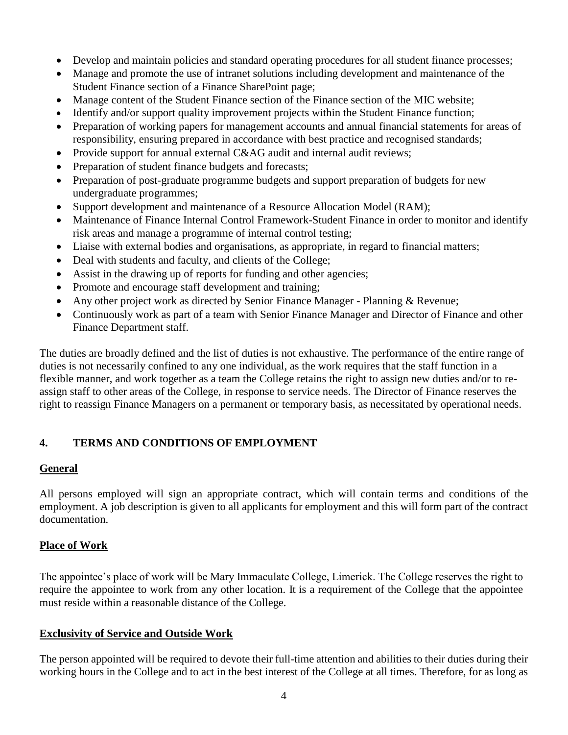- Develop and maintain policies and standard operating procedures for all student finance processes;
- Manage and promote the use of intranet solutions including development and maintenance of the Student Finance section of a Finance SharePoint page;
- Manage content of the Student Finance section of the Finance section of the MIC website;
- Identify and/or support quality improvement projects within the Student Finance function;
- Preparation of working papers for management accounts and annual financial statements for areas of responsibility, ensuring prepared in accordance with best practice and recognised standards;
- Provide support for annual external C&AG audit and internal audit reviews;
- Preparation of student finance budgets and forecasts;
- Preparation of post-graduate programme budgets and support preparation of budgets for new undergraduate programmes;
- Support development and maintenance of a Resource Allocation Model (RAM);
- Maintenance of Finance Internal Control Framework-Student Finance in order to monitor and identify risk areas and manage a programme of internal control testing;
- Liaise with external bodies and organisations, as appropriate, in regard to financial matters;
- Deal with students and faculty, and clients of the College;
- Assist in the drawing up of reports for funding and other agencies;
- Promote and encourage staff development and training;
- Any other project work as directed by Senior Finance Manager - Planning & Revenue;
- Continuously work as part of a team with Senior Finance Manager and Director of Finance and other Finance Department staff.

The duties are broadly defined and the list of duties is not exhaustive. The performance of the entire range of duties is not necessarily confined to any one individual, as the work requires that the staff function in a flexible manner, and work together as a team the College retains the right to assign new duties and/or to re-assign staff to other areas of the College, in response to service needs. The Director of Finance reserves the right to reassign Finance Managers on a permanent or temporary basis, as necessitated by operational needs.

## 4. TERMS AND CONDITIONS OF EMPLOYMENT

### General

All persons employed will sign an appropriate contract, which will contain terms and conditions of the employment. A job description is given to all applicants for employment and this will form part of the contract documentation.

### Place of Work

The appointee's place of work will be Mary Immaculate College, Limerick. The College reserves the right to require the appointee to work from any other location. It is a requirement of the College that the appointee must reside within a reasonable distance of the College.

### Exclusivity of Service and Outside Work

The person appointed will be required to devote their full-time attention and abilities to their duties during their working hours in the College and to act in the best interest of the College at all times. Therefore, for as long as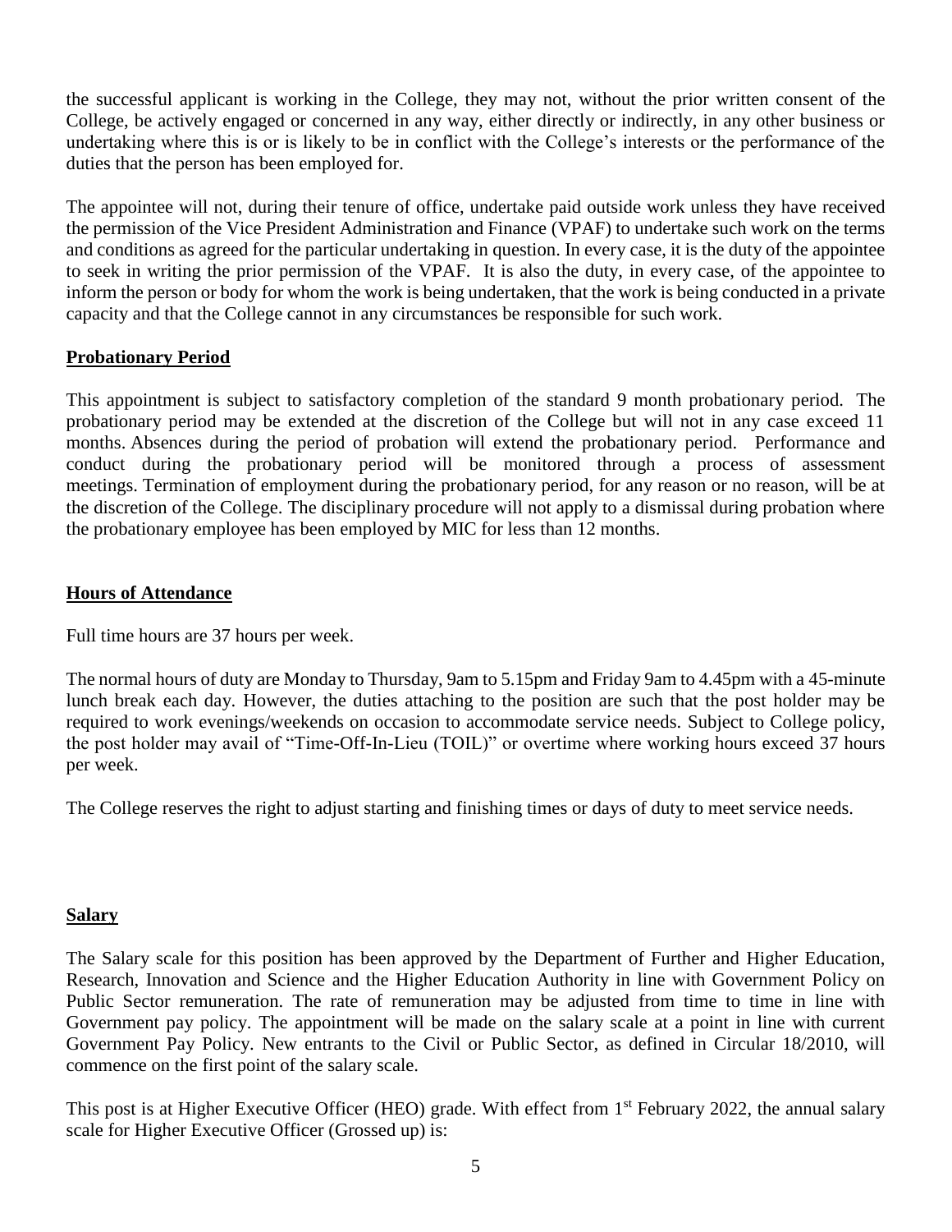the successful applicant is working in the College, they may not, without the prior written consent of the College, be actively engaged or concerned in any way, either directly or indirectly, in any other business or undertaking where this is or is likely to be in conflict with the College's interests or the performance of the duties that the person has been employed for.

The appointee will not, during their tenure of office, undertake paid outside work unless they have received the permission of the Vice President Administration and Finance (VPAF) to undertake such work on the terms and conditions as agreed for the particular undertaking in question. In every case, it is the duty of the appointee to seek in writing the prior permission of the VPAF. It is also the duty, in every case, of the appointee to inform the person or body for whom the work is being undertaken, that the work is being conducted in a private capacity and that the College cannot in any circumstances be responsible for such work.

## Probationary Period

This appointment is subject to satisfactory completion of the standard 9 month probationary period. The probationary period may be extended at the discretion of the College but will not in any case exceed 11 months. Absences during the period of probation will extend the probationary period. Performance and conduct during the probationary period will be monitored through a process of assessment meetings. Termination of employment during the probationary period, for any reason or no reason, will be at the discretion of the College. The disciplinary procedure will not apply to a dismissal during probation where the probationary employee has been employed by MIC for less than 12 months.

## Hours of Attendance

Full time hours are 37 hours per week.

The normal hours of duty are Monday to Thursday, 9am to 5.15pm and Friday 9am to 4.45pm with a 45-minute lunch break each day. However, the duties attaching to the position are such that the post holder may be required to work evenings/weekends on occasion to accommodate service needs. Subject to College policy, the post holder may avail of "Time-Off-In-Lieu (TOIL)" or overtime where working hours exceed 37 hours per week.

The College reserves the right to adjust starting and finishing times or days of duty to meet service needs.

## Salary

The Salary scale for this position has been approved by the Department of Further and Higher Education, Research, Innovation and Science and the Higher Education Authority in line with Government Policy on Public Sector remuneration. The rate of remuneration may be adjusted from time to time in line with Government pay policy. The appointment will be made on the salary scale at a point in line with current Government Pay Policy. New entrants to the Civil or Public Sector, as defined in Circular 18/2010, will commence on the first point of the salary scale.

This post is at Higher Executive Officer (HEO) grade. With effect from 1st February 2022, the annual salary scale for Higher Executive Officer (Grossed up) is: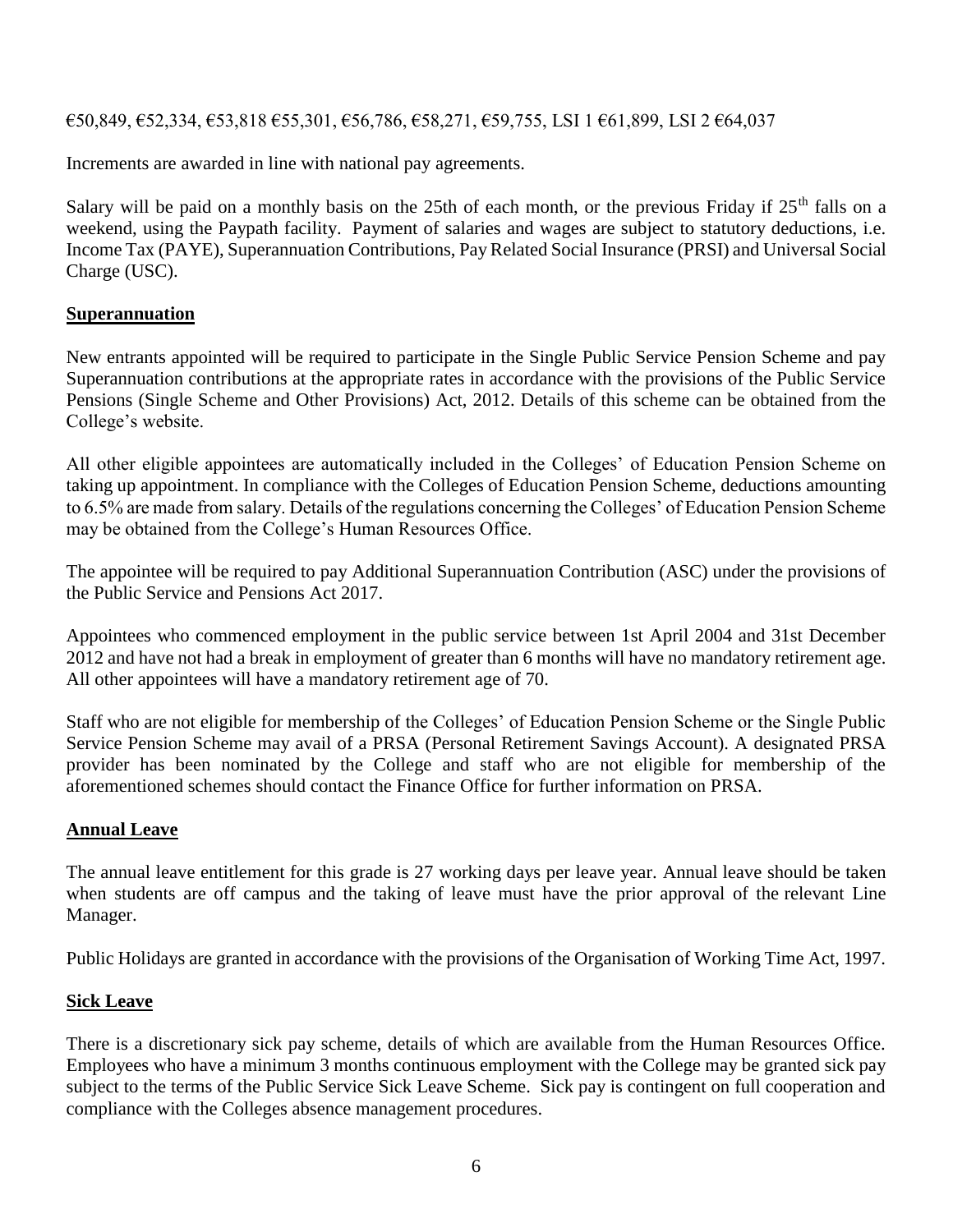€50,849, €52,334, €53,818 €55,301, €56,786, €58,271, €59,755, LSI 1 €61,899, LSI 2 €64,037

Increments are awarded in line with national pay agreements.

Salary will be paid on a monthly basis on the 25th of each month, or the previous Friday if 25th falls on a weekend, using the Paypath facility. Payment of salaries and wages are subject to statutory deductions, i.e. Income Tax (PAYE), Superannuation Contributions, Pay Related Social Insurance (PRSI) and Universal Social Charge (USC).

## Superannuation

New entrants appointed will be required to participate in the Single Public Service Pension Scheme and pay Superannuation contributions at the appropriate rates in accordance with the provisions of the Public Service Pensions (Single Scheme and Other Provisions) Act, 2012. Details of this scheme can be obtained from the College's website.

All other eligible appointees are automatically included in the Colleges' of Education Pension Scheme on taking up appointment. In compliance with the Colleges of Education Pension Scheme, deductions amounting to 6.5% are made from salary. Details of the regulations concerning the Colleges' of Education Pension Scheme may be obtained from the College's Human Resources Office.

The appointee will be required to pay Additional Superannuation Contribution (ASC) under the provisions of the Public Service and Pensions Act 2017.

Appointees who commenced employment in the public service between 1st April 2004 and 31st December 2012 and have not had a break in employment of greater than 6 months will have no mandatory retirement age. All other appointees will have a mandatory retirement age of 70.

Staff who are not eligible for membership of the Colleges' of Education Pension Scheme or the Single Public Service Pension Scheme may avail of a PRSA (Personal Retirement Savings Account). A designated PRSA provider has been nominated by the College and staff who are not eligible for membership of the aforementioned schemes should contact the Finance Office for further information on PRSA.

## Annual Leave

The annual leave entitlement for this grade is 27 working days per leave year. Annual leave should be taken when students are off campus and the taking of leave must have the prior approval of the relevant Line Manager.

Public Holidays are granted in accordance with the provisions of the Organisation of Working Time Act, 1997.

## Sick Leave

There is a discretionary sick pay scheme, details of which are available from the Human Resources Office. Employees who have a minimum 3 months continuous employment with the College may be granted sick pay subject to the terms of the Public Service Sick Leave Scheme. Sick pay is contingent on full cooperation and compliance with the Colleges absence management procedures.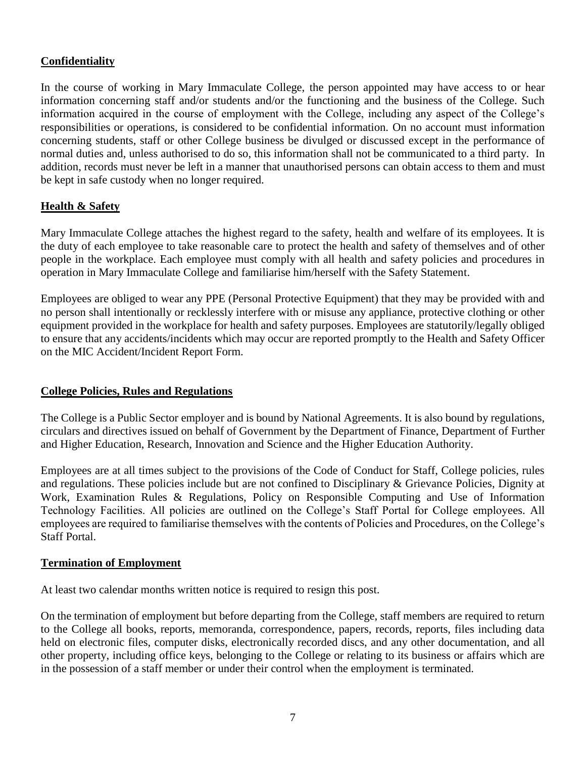## Confidentiality

In the course of working in Mary Immaculate College, the person appointed may have access to or hear information concerning staff and/or students and/or the functioning and the business of the College. Such information acquired in the course of employment with the College, including any aspect of the College's responsibilities or operations, is considered to be confidential information. On no account must information concerning students, staff or other College business be divulged or discussed except in the performance of normal duties and, unless authorised to do so, this information shall not be communicated to a third party. In addition, records must never be left in a manner that unauthorised persons can obtain access to them and must be kept in safe custody when no longer required.

## Health & Safety

Mary Immaculate College attaches the highest regard to the safety, health and welfare of its employees. It is the duty of each employee to take reasonable care to protect the health and safety of themselves and of other people in the workplace. Each employee must comply with all health and safety policies and procedures in operation in Mary Immaculate College and familiarise him/herself with the Safety Statement.

Employees are obliged to wear any PPE (Personal Protective Equipment) that they may be provided with and no person shall intentionally or recklessly interfere with or misuse any appliance, protective clothing or other equipment provided in the workplace for health and safety purposes. Employees are statutorily/legally obliged to ensure that any accidents/incidents which may occur are reported promptly to the Health and Safety Officer on the MIC Accident/Incident Report Form.

## College Policies, Rules and Regulations

The College is a Public Sector employer and is bound by National Agreements. It is also bound by regulations, circulars and directives issued on behalf of Government by the Department of Finance, Department of Further and Higher Education, Research, Innovation and Science and the Higher Education Authority.

Employees are at all times subject to the provisions of the Code of Conduct for Staff, College policies, rules and regulations. These policies include but are not confined to Disciplinary & Grievance Policies, Dignity at Work, Examination Rules & Regulations, Policy on Responsible Computing and Use of Information Technology Facilities. All policies are outlined on the College's Staff Portal for College employees. All employees are required to familiarise themselves with the contents of Policies and Procedures, on the College's Staff Portal.

## Termination of Employment

At least two calendar months written notice is required to resign this post.

On the termination of employment but before departing from the College, staff members are required to return to the College all books, reports, memoranda, correspondence, papers, records, reports, files including data held on electronic files, computer disks, electronically recorded discs, and any other documentation, and all other property, including office keys, belonging to the College or relating to its business or affairs which are in the possession of a staff member or under their control when the employment is terminated.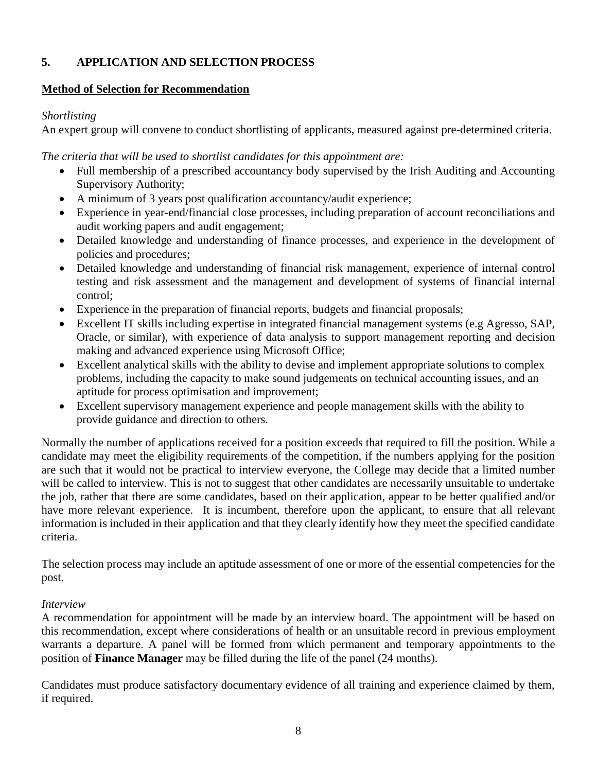## 5. APPLICATION AND SELECTION PROCESS

**Method of Selection for Recommendation**

*Shortlisting*

An expert group will convene to conduct shortlisting of applicants, measured against pre-determined criteria.

*The criteria that will be used to shortlist candidates for this appointment are:*

- Full membership of a prescribed accountancy body supervised by the Irish Auditing and Accounting Supervisory Authority;
- A minimum of 3 years post qualification accountancy/audit experience;
- Experience in year-end/financial close processes, including preparation of account reconciliations and audit working papers and audit engagement;
- Detailed knowledge and understanding of finance processes, and experience in the development of policies and procedures;
- Detailed knowledge and understanding of financial risk management, experience of internal control testing and risk assessment and the management and development of systems of financial internal control;
- Experience in the preparation of financial reports, budgets and financial proposals;
- Excellent IT skills including expertise in integrated financial management systems (e.g Agresso, SAP, Oracle, or similar), with experience of data analysis to support management reporting and decision making and advanced experience using Microsoft Office;
- Excellent analytical skills with the ability to devise and implement appropriate solutions to complex problems, including the capacity to make sound judgements on technical accounting issues, and an aptitude for process optimisation and improvement;
- Excellent supervisory management experience and people management skills with the ability to provide guidance and direction to others.

Normally the number of applications received for a position exceeds that required to fill the position. While a candidate may meet the eligibility requirements of the competition, if the numbers applying for the position are such that it would not be practical to interview everyone, the College may decide that a limited number will be called to interview. This is not to suggest that other candidates are necessarily unsuitable to undertake the job, rather that there are some candidates, based on their application, appear to be better qualified and/or have more relevant experience. It is incumbent, therefore upon the applicant, to ensure that all relevant information is included in their application and that they clearly identify how they meet the specified candidate criteria.

The selection process may include an aptitude assessment of one or more of the essential competencies for the post.

*Interview*

A recommendation for appointment will be made by an interview board. The appointment will be based on this recommendation, except where considerations of health or an unsuitable record in previous employment warrants a departure. A panel will be formed from which permanent and temporary appointments to the position of **Finance Manager** may be filled during the life of the panel (24 months).

Candidates must produce satisfactory documentary evidence of all training and experience claimed by them, if required.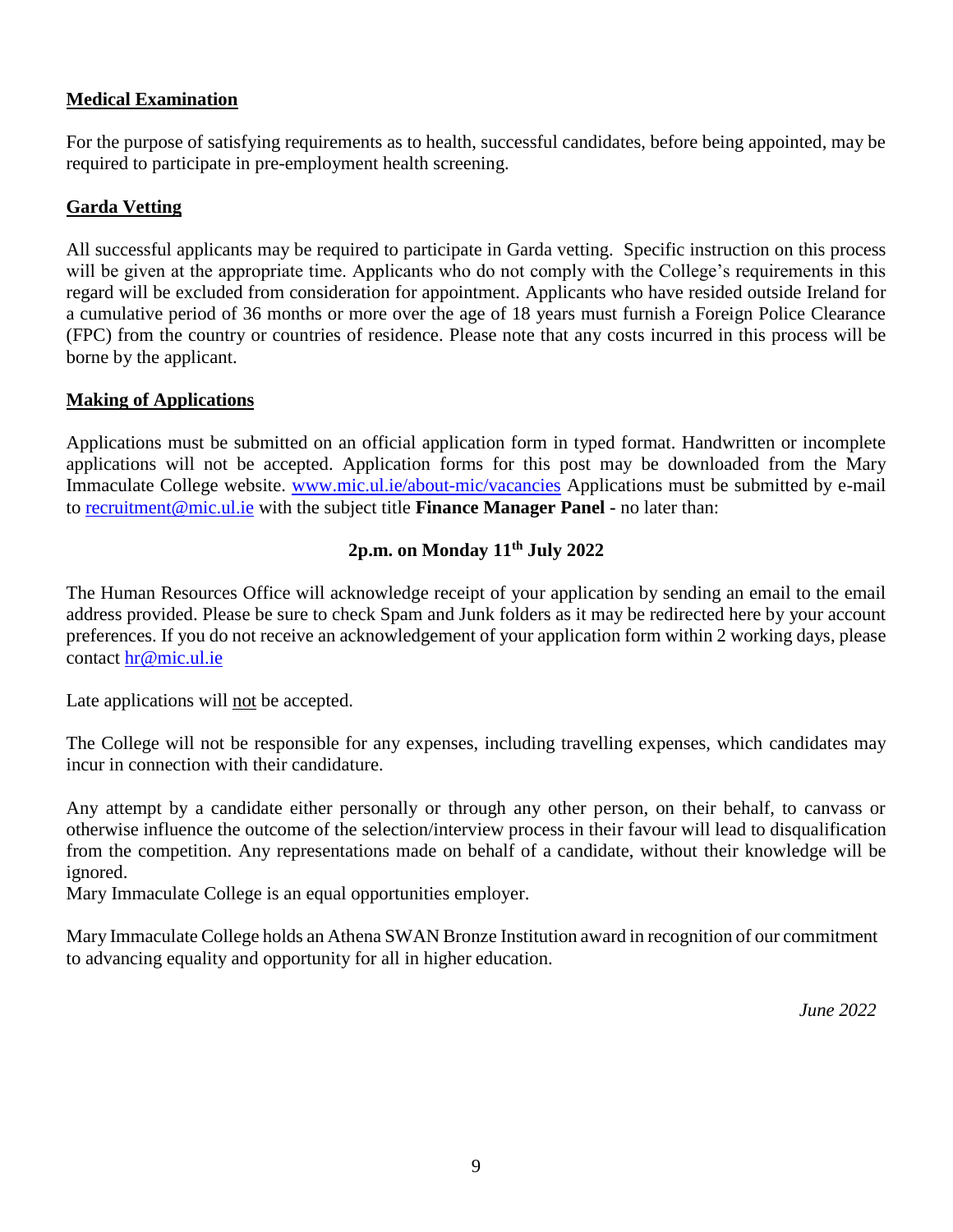**Medical Examination**

For the purpose of satisfying requirements as to health, successful candidates, before being appointed, may be required to participate in pre-employment health screening.

**Garda Vetting**

All successful applicants may be required to participate in Garda vetting. Specific instruction on this process will be given at the appropriate time. Applicants who do not comply with the College's requirements in this regard will be excluded from consideration for appointment. Applicants who have resided outside Ireland for a cumulative period of 36 months or more over the age of 18 years must furnish a Foreign Police Clearance (FPC) from the country or countries of residence. Please note that any costs incurred in this process will be borne by the applicant.

**Making of Applications**

Applications must be submitted on an official application form in typed format. Handwritten or incomplete applications will not be accepted. Application forms for this post may be downloaded from the Mary Immaculate College website. www.mic.ul.ie/about-mic/vacancies Applications must be submitted by e-mail to recruitment@mic.ul.ie with the subject title **Finance Manager Panel -** no later than:

**2p.m. on Monday 11th July 2022**

The Human Resources Office will acknowledge receipt of your application by sending an email to the email address provided. Please be sure to check Spam and Junk folders as it may be redirected here by your account preferences. If you do not receive an acknowledgement of your application form within 2 working days, please contact hr@mic.ul.ie

Late applications will not be accepted.

The College will not be responsible for any expenses, including travelling expenses, which candidates may incur in connection with their candidature.

Any attempt by a candidate either personally or through any other person, on their behalf, to canvass or otherwise influence the outcome of the selection/interview process in their favour will lead to disqualification from the competition. Any representations made on behalf of a candidate, without their knowledge will be ignored.
Mary Immaculate College is an equal opportunities employer.

Mary Immaculate College holds an Athena SWAN Bronze Institution award in recognition of our commitment to advancing equality and opportunity for all in higher education.

*June 2022*